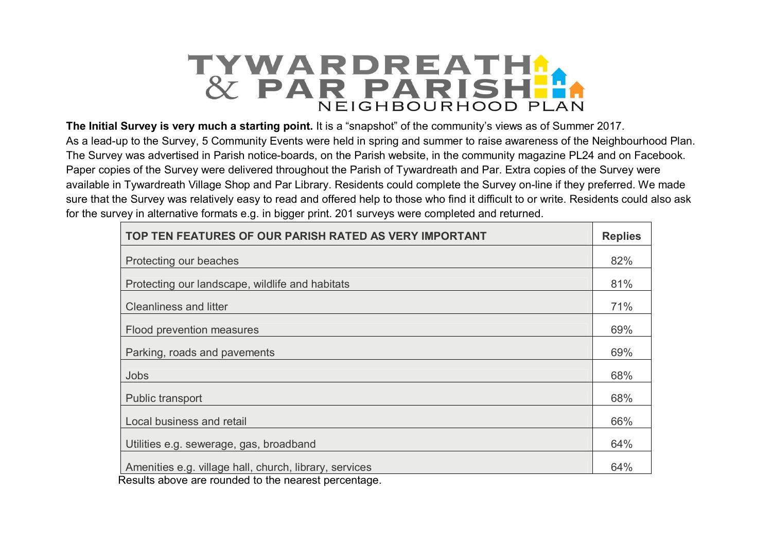# TYWARDREATH & PAR PARISH NEIGHBOURHOOD PLAN

**The Initial Survey is very much a starting point.** It is a "snapshot" of the community's views as of Summer 2017. As a lead-up to the Survey, 5 Community Events were held in spring and summer to raise awareness of the Neighbourhood Plan. The Survey was advertised in Parish notice-boards, on the Parish website, in the community magazine PL24 and on Facebook. Paper copies of the Survey were delivered throughout the Parish of Tywardreath and Par. Extra copies of the Survey were available in Tywardreath Village Shop and Par Library. Residents could complete the Survey on-line if they preferred. We made sure that the Survey was relatively easy to read and offered help to those who find it difficult to or write. Residents could also ask for the survey in alternative formats e.g. in bigger print. 201 surveys were completed and returned.

| TOP TEN FEATURES OF OUR PARISH RATED AS VERY IMPORTANT | Replies |
|---|---|
| Protecting our beaches | 82% |
| Protecting our landscape, wildlife and habitats | 81% |
| Cleanliness and litter | 71% |
| Flood prevention measures | 69% |
| Parking, roads and pavements | 69% |
| Jobs | 68% |
| Public transport | 68% |
| Local business and retail | 66% |
| Utilities e.g. sewerage, gas, broadband | 64% |
| Amenities e.g. village hall, church, library, services | 64% |

Results above are rounded to the nearest percentage.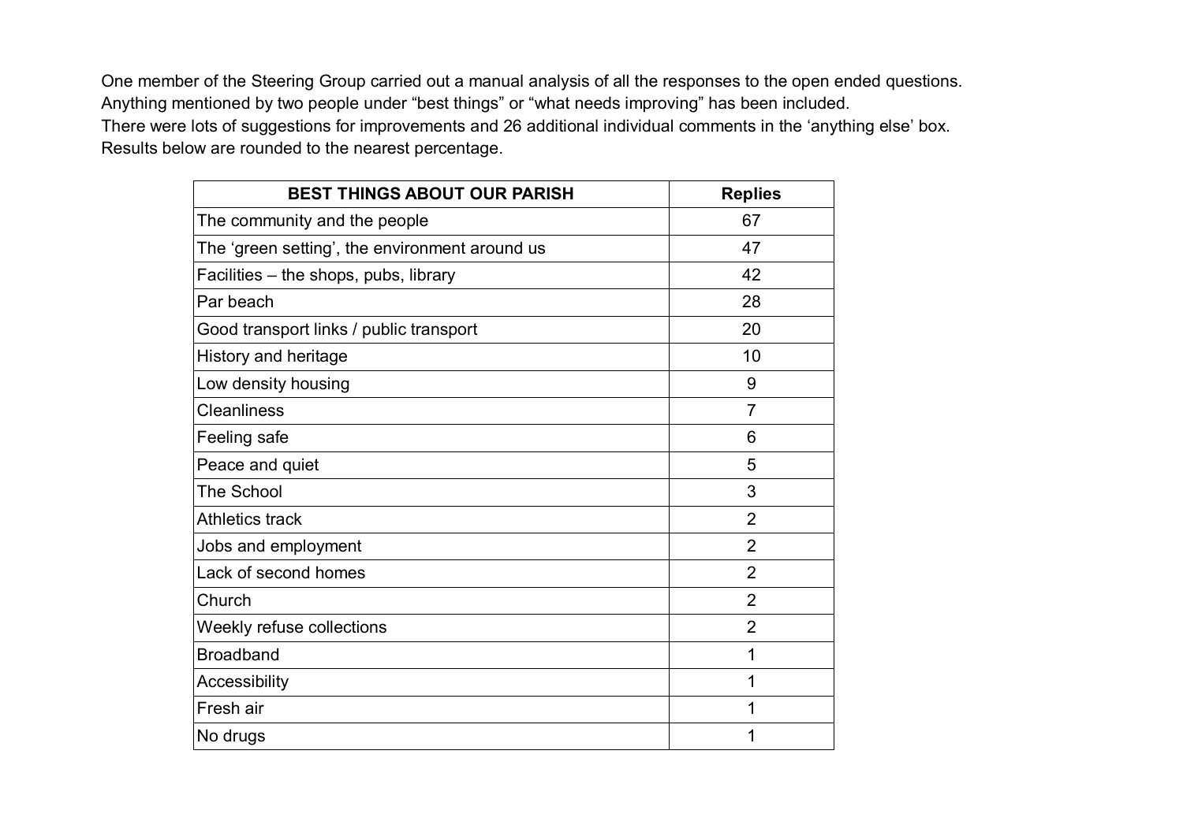One member of the Steering Group carried out a manual analysis of all the responses to the open ended questions.
Anything mentioned by two people under “best things” or “what needs improving” has been included.
There were lots of suggestions for improvements and 26 additional individual comments in the ‘anything else’ box.
Results below are rounded to the nearest percentage.

| BEST THINGS ABOUT OUR PARISH | Replies |
|---|---|
| The community and the people | 67 |
| The ‘green setting’, the environment around us | 47 |
| Facilities – the shops, pubs, library | 42 |
| Par beach | 28 |
| Good transport links / public transport | 20 |
| History and heritage | 10 |
| Low density housing | 9 |
| Cleanliness | 7 |
| Feeling safe | 6 |
| Peace and quiet | 5 |
| The School | 3 |
| Athletics track | 2 |
| Jobs and employment | 2 |
| Lack of second homes | 2 |
| Church | 2 |
| Weekly refuse collections | 2 |
| Broadband | 1 |
| Accessibility | 1 |
| Fresh air | 1 |
| No drugs | 1 |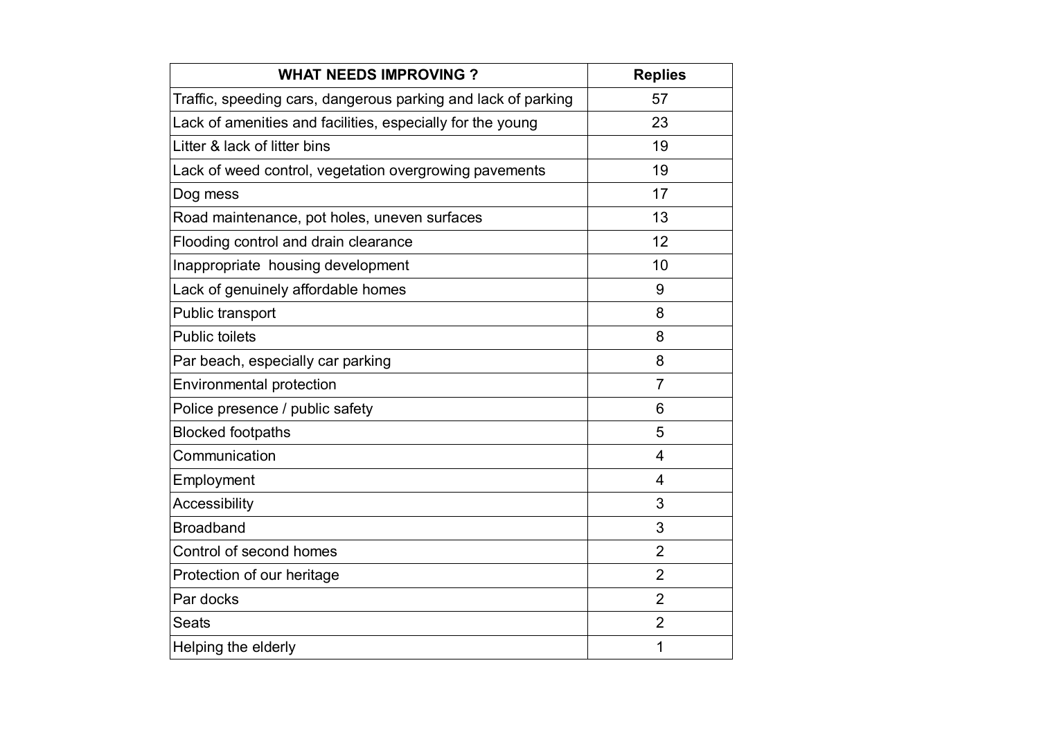| WHAT NEEDS IMPROVING ? | Replies |
| --- | --- |
| Traffic, speeding cars, dangerous parking and lack of parking | 57 |
| Lack of amenities and facilities, especially for the young | 23 |
| Litter & lack of litter bins | 19 |
| Lack of weed control, vegetation overgrowing pavements | 19 |
| Dog mess | 17 |
| Road maintenance, pot holes, uneven surfaces | 13 |
| Flooding control and drain clearance | 12 |
| Inappropriate housing development | 10 |
| Lack of genuinely affordable homes | 9 |
| Public transport | 8 |
| Public toilets | 8 |
| Par beach, especially car parking | 8 |
| Environmental protection | 7 |
| Police presence / public safety | 6 |
| Blocked footpaths | 5 |
| Communication | 4 |
| Employment | 4 |
| Accessibility | 3 |
| Broadband | 3 |
| Control of second homes | 2 |
| Protection of our heritage | 2 |
| Par docks | 2 |
| Seats | 2 |
| Helping the elderly | 1 |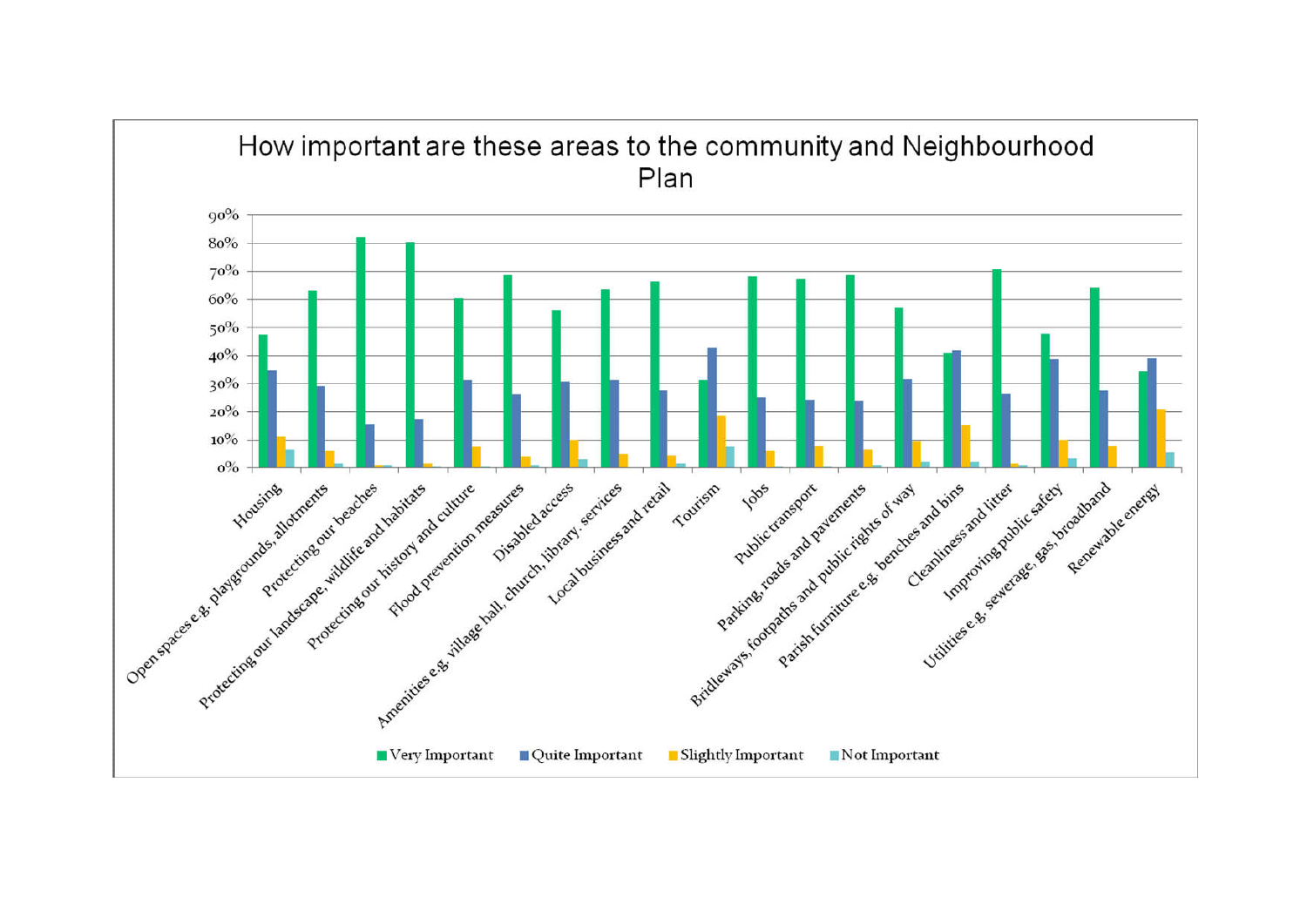How important are these areas to the community and Neighbourhood Plan

90%
80%
70%
60%
50%
40%
30%
20%
10%
0%

Housing
Open spaces e.g. playgrounds, allotments
Protecting our beaches
Protecting our landscape, wildlife and habitats
Protecting our history and culture
Flood prevention measures
Disabled access
Amenities e.g. village hall, church, library. services
Local business and retail
Tourism
Jobs
Public transport
Parking, roads and pavements
Bridleways, footpaths and public rights of way
Parish furniture e.g. benches and bins
Cleanliness and litter
Improving public safety
Utilities e.g. sewerage, gas, broadband
Renewable energy

Very Important
Quite Important
Slightly Important
Not Important